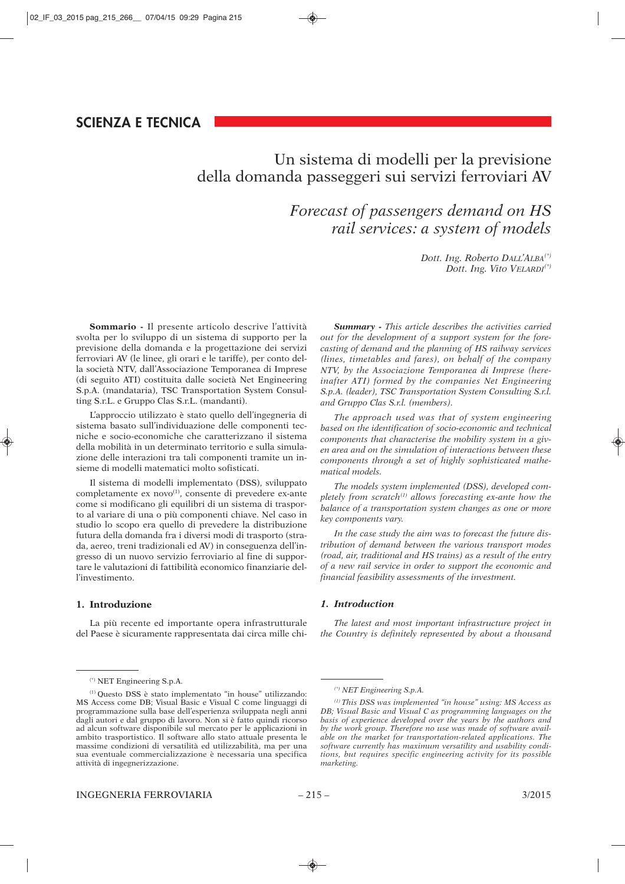## SCIENZA E TECNICA

# Un sistema di modelli per la previsione della domanda passeggeri sui servizi ferroviari AV

# *Forecast of passengers demand on HS rail services: a system of models*

*Dott. Ing. Roberto DALL'ALBA*[*]
*Dott. Ing. Vito VELARDI*[*]

**Sommario -** Il presente articolo descrive l'attività svolta per lo sviluppo di un sistema di supporto per la previsione della domanda e la progettazione dei servizi ferroviari AV (le linee, gli orari e le tariffe), per conto della società NTV, dall'Associazione Temporanea di Imprese (di seguito ATI) costituita dalle società Net Engineering S.p.A. (mandataria), TSC Transportation System Consulting S.r.L. e Gruppo Clas S.r.L. (mandanti).

L'approccio utilizzato è stato quello dell'ingegneria di sistema basato sull'individuazione delle componenti tecniche e socio-economiche che caratterizzano il sistema della mobilità in un determinato territorio e sulla simulazione delle interazioni tra tali componenti tramite un insieme di modelli matematici molto sofisticati.

Il sistema di modelli implementato (DSS), sviluppato completamente ex novo[1], consente di prevedere ex-ante come si modificano gli equilibri di un sistema di trasporto al variare di una o più componenti chiave. Nel caso in studio lo scopo era quello di prevedere la distribuzione futura della domanda fra i diversi modi di trasporto (strada, aereo, treni tradizionali ed AV) in conseguenza dell'ingresso di un nuovo servizio ferroviario al fine di supportare le valutazioni di fattibilità economico finanziarie dell'investimento.

## 1. Introduzione

La più recente ed importante opera infrastrutturale del Paese è sicuramente rappresentata dai circa mille chi-

*__Summary -__ This article describes the activities carried out for the development of a support system for the forecasting of demand and the planning of HS railway services (lines, timetables and fares), on behalf of the company NTV, by the Associazione Temporanea di Imprese (hereinafter ATI) formed by the companies Net Engineering S.p.A. (leader), TSC Transportation System Consulting S.r.l. and Gruppo Clas S.r.l. (members).*

*The approach used was that of system engineering based on the identification of socio-economic and technical components that characterise the mobility system in a given area and on the simulation of interactions between these components through a set of highly sophisticated mathematical models.*

*The models system implemented (DSS), developed completely from scratch*[1] *allows forecasting ex-ante how the balance of a transportation system changes as one or more key components vary.*

*In the case study the aim was to forecast the future distribution of demand between the various transport modes (road, air, traditional and HS trains) as a result of the entry of a new rail service in order to support the economic and financial feasibility assessments of the investment.*

## *1. Introduction*

*The latest and most important infrastructure project in the Country is definitely represented by about a thousand*

---

[*] NET Engineering S.p.A.

[1] Questo DSS è stato implementato "in house" utilizzando: MS Access come DB; Visual Basic e Visual C come linguaggi di programmazione sulla base dell'esperienza sviluppata negli anni dagli autori e dal gruppo di lavoro. Non si è fatto quindi ricorso ad alcun software disponibile sul mercato per le applicazioni in ambito trasportistico. Il software allo stato attuale presenta le massime condizioni di versatilità ed utilizzabilità, ma per una sua eventuale commercializzazione è necessaria una specifica attività di ingegnerizzazione.

*[*] NET Engineering S.p.A.*

*[1] This DSS was implemented "in house" using: MS Access as DB; Visual Basic and Visual C as programming languages on the basis of experience developed over the years by the authors and by the work group. Therefore no use was made of software available on the market for transportation-related applications. The software currently has maximum versatility and usability conditions, but requires specific engineering activity for its possible marketing.*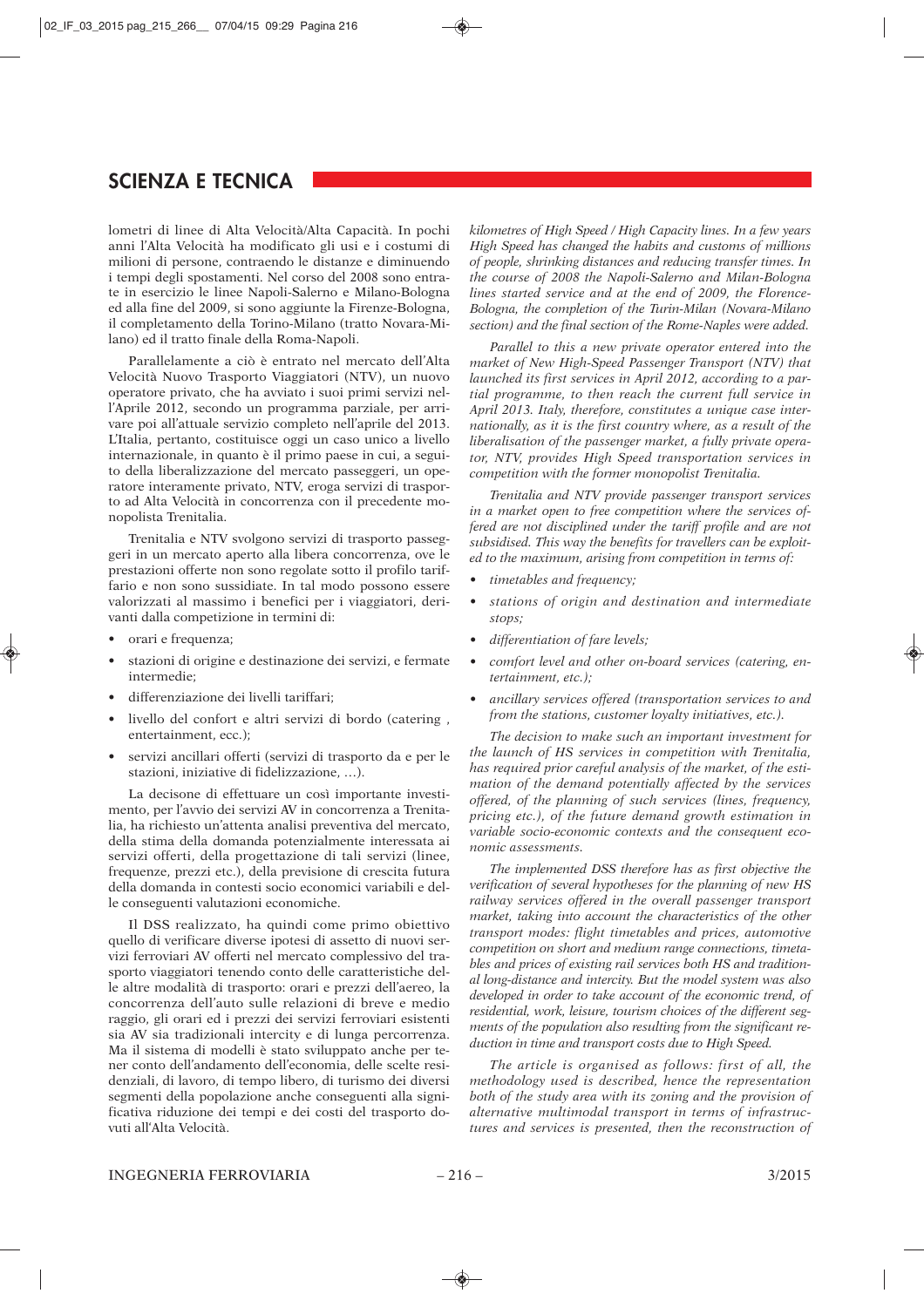## SCIENZA E TECNICA

lometri di linee di Alta Velocità/Alta Capacità. In pochi anni l'Alta Velocità ha modificato gli usi e i costumi di milioni di persone, contraendo le distanze e diminuendo i tempi degli spostamenti. Nel corso del 2008 sono entrate in esercizio le linee Napoli-Salerno e Milano-Bologna ed alla fine del 2009, si sono aggiunte la Firenze-Bologna, il completamento della Torino-Milano (tratto Novara-Milano) ed il tratto finale della Roma-Napoli.

Parallelamente a ciò è entrato nel mercato dell'Alta Velocità Nuovo Trasporto Viaggiatori (NTV), un nuovo operatore privato, che ha avviato i suoi primi servizi nell'Aprile 2012, secondo un programma parziale, per arrivare poi all'attuale servizio completo nell'aprile del 2013. L'Italia, pertanto, costituisce oggi un caso unico a livello internazionale, in quanto è il primo paese in cui, a seguito della liberalizzazione del mercato passeggeri, un operatore interamente privato, NTV, eroga servizi di trasporto ad Alta Velocità in concorrenza con il precedente monopolista Trenitalia.

Trenitalia e NTV svolgono servizi di trasporto passeggeri in un mercato aperto alla libera concorrenza, ove le prestazioni offerte non sono regolate sotto il profilo tariffario e non sono sussidiate. In tal modo possono essere valorizzati al massimo i benefici per i viaggiatori, derivanti dalla competizione in termini di:

- orari e frequenza;
- stazioni di origine e destinazione dei servizi, e fermate intermedie;
- differenziazione dei livelli tariffari;
- livello del confort e altri servizi di bordo (catering , entertainment, ecc.);
- servizi ancillari offerti (servizi di trasporto da e per le stazioni, iniziative di fidelizzazione, …).

La decisone di effettuare un così importante investimento, per l'avvio dei servizi AV in concorrenza a Trenitalia, ha richiesto un'attenta analisi preventiva del mercato, della stima della domanda potenzialmente interessata ai servizi offerti, della progettazione di tali servizi (linee, frequenze, prezzi etc.), della previsione di crescita futura della domanda in contesti socio economici variabili e delle conseguenti valutazioni economiche.

Il DSS realizzato, ha quindi come primo obiettivo quello di verificare diverse ipotesi di assetto di nuovi servizi ferroviari AV offerti nel mercato complessivo del trasporto viaggiatori tenendo conto delle caratteristiche delle altre modalità di trasporto: orari e prezzi dell'aereo, la concorrenza dell'auto sulle relazioni di breve e medio raggio, gli orari ed i prezzi dei servizi ferroviari esistenti sia AV sia tradizionali intercity e di lunga percorrenza. Ma il sistema di modelli è stato sviluppato anche per tener conto dell'andamento dell'economia, delle scelte residenziali, di lavoro, di tempo libero, di turismo dei diversi segmenti della popolazione anche conseguenti alla significativa riduzione dei tempi e dei costi del trasporto dovuti all'Alta Velocità.

*kilometres of High Speed / High Capacity lines. In a few years High Speed has changed the habits and customs of millions of people, shrinking distances and reducing transfer times. In the course of 2008 the Napoli-Salerno and Milan-Bologna lines started service and at the end of 2009, the Florence-Bologna, the completion of the Turin-Milan (Novara-Milano section) and the final section of the Rome-Naples were added.*

*Parallel to this a new private operator entered into the market of New High-Speed Passenger Transport (NTV) that launched its first services in April 2012, according to a partial programme, to then reach the current full service in April 2013. Italy, therefore, constitutes a unique case internationally, as it is the first country where, as a result of the liberalisation of the passenger market, a fully private operator, NTV, provides High Speed transportation services in competition with the former monopolist Trenitalia.*

*Trenitalia and NTV provide passenger transport services in a market open to free competition where the services offered are not disciplined under the tariff profile and are not subsidised. This way the benefits for travellers can be exploited to the maximum, arising from competition in terms of:*

- *timetables and frequency;*
- *stations of origin and destination and intermediate stops;*
- *differentiation of fare levels;*
- *comfort level and other on-board services (catering, entertainment, etc.);*
- *ancillary services offered (transportation services to and from the stations, customer loyalty initiatives, etc.).*

*The decision to make such an important investment for the launch of HS services in competition with Trenitalia, has required prior careful analysis of the market, of the estimation of the demand potentially affected by the services offered, of the planning of such services (lines, frequency, pricing etc.), of the future demand growth estimation in variable socio-economic contexts and the consequent economic assessments.*

*The implemented DSS therefore has as first objective the confirmation of several hypotheses for the planning of new HS railway services offered in the overall passenger transport market, taking into account the characteristics of the other transport modes: flight timetables and prices, automotive competition on short and medium range connections, timetables and prices of existing rail services both HS and traditional long-distance and intercity. But the model system was also developed in order to take account of the economic trend, of residential, work, leisure, tourism choices of the different segments of the population also resulting from the significant reduction in time and transport costs due to High Speed.*

*The article is organised as follows: first of all, the methodology used is described, hence the representation both of the study area with its zoning and the provision of alternative multimodal transport in terms of infrastructures and services is presented, then the reconstruction of*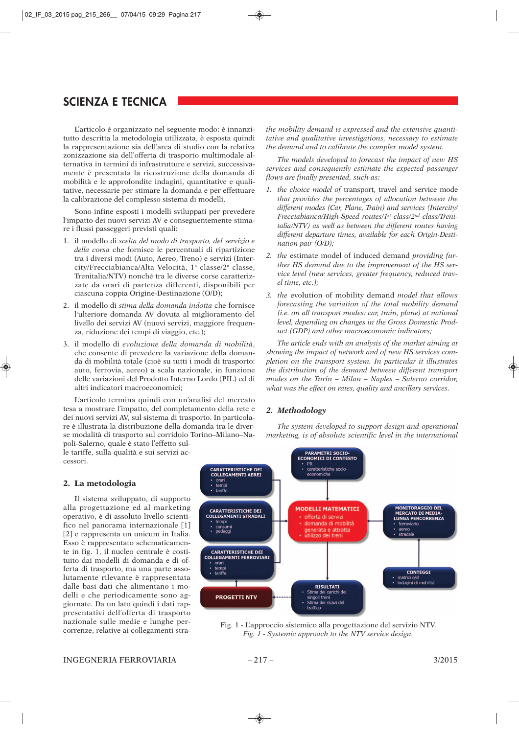## SCIENZA E TECNICA

L'articolo è organizzato nel seguente modo: è innanzitutto descritta la metodologia utilizzata, è esposta quindi la rappresentazione sia dell'area di studio con la relativa zonizzazione sia dell'offerta di trasporto multimodale alternativa in termini di infrastrutture e servizi, successivamente è presentata la ricostruzione della domanda di mobilità e le approfondite indagini, quantitative e qualitative, necessarie per stimare la domanda e per effettuare la calibrazione del complesso sistema di modelli.

Sono infine esposti i modelli sviluppati per prevedere l'impatto dei nuovi servizi AV e conseguentemente stimare i flussi passeggeri previsti quali:

1. il modello di *scelta del modo di trasporto, del servizio e della corsa* che fornisce le percentuali di ripartizione tra i diversi modi (Auto, Aereo, Treno) e servizi (Intercity/Frecciabianca/Alta Velocità, 1ª classe/2ª classe, Trenitalia/NTV) nonché tra le diverse corse caratterizzate da orari di partenza differenti, disponibili per ciascuna coppia Origine-Destinazione (O/D);
2. il modello di *stima della domanda indotta* che fornisce l'ulteriore domanda AV dovuta al miglioramento del livello dei servizi AV (nuovi servizi, maggiore frequenza, riduzione dei tempi di viaggio, etc.);
3. il modello di *evoluzione della domanda di mobilità*, che consente di prevedere la variazione della domanda di mobilità totale (cioè su tutti i modi di trasporto: auto, ferrovia, aereo) a scala nazionale, in funzione delle variazioni del Prodotto Interno Lordo (PIL) ed di altri indicatori macroeconomici;

L'articolo termina quindi con un'analisi del mercato tesa a mostrare l'impatto, del completamento della rete e dei nuovi servizi AV, sul sistema di trasporto. In particolare è illustrata la distribuzione della domanda tra le diverse modalità di trasporto sul corridoio Torino–Milano–Napoli-Salerno, quale è stato l'effetto sulle tariffe, sulla qualità e sui servizi accessori.

### 2. La metodologia

Il sistema sviluppato, di supporto alla progettazione ed al marketing operativo, è di assoluto livello scientifico nel panorama internazionale [1] [2] e rappresenta un unicum in Italia. Esso è rappresentato schematicamente in fig. 1, il nucleo centrale è costituito dai modelli di domanda e di offerta di trasporto, ma una parte assolutamente rilevante è rappresentata dalle basi dati che alimentano i modelli e che periodicamente sono aggiornate. Da un lato quindi i dati rappresentativi dell'offerta di trasporto nazionale sulle medie e lunghe percorrenze, relative ai collegamenti stra-

*the mobility demand is expressed and the extensive quantitative and qualitative investigations, necessary to estimate the demand and to calibrate the complex model system.*

*The models developed to forecast the impact of new HS services and consequently estimate the expected passenger flows are finally presented, such as:*

1. *the choice model of* transport, travel and service mode *that provides the percentages of allocation between the different modes (Car, Plane, Train) and services (Intercity/Frecciabianca/High-Speed routes/1st class/2nd class/Trenitalia/NTV) as well as between the different routes having different departure times, available for each Origin-Destination pair (O/D);*
2. *the* estimate model of induced demand *providing further HS demand due to the improvement of the HS service level (new services, greater frequency, reduced travel time, etc.);*
3. *the* evolution of mobility demand *model that allows forecasting the variation of the total mobility demand (i.e. on all transport modes: car, train, plane) at national level, depending on changes in the Gross Domestic Product (GDP) and other macroeconomic indicators;*

*The article ends with an analysis of the market aiming at showing the impact of network and of new HS services completion on the transport system. In particular it illustrates the distribution of the demand between different transport modes on the Turin – Milan – Naples – Salerno corridor, what was the effect on rates, quality and ancillary services.*

### *2. Methodology*

*The system developed to support design and operational marketing, is of absolute scientific level in the international*

Fig. 1 - L'approccio sistemico alla progettazione del servizio NTV.
*Fig. 1 - Systemic approach to the NTV service design.*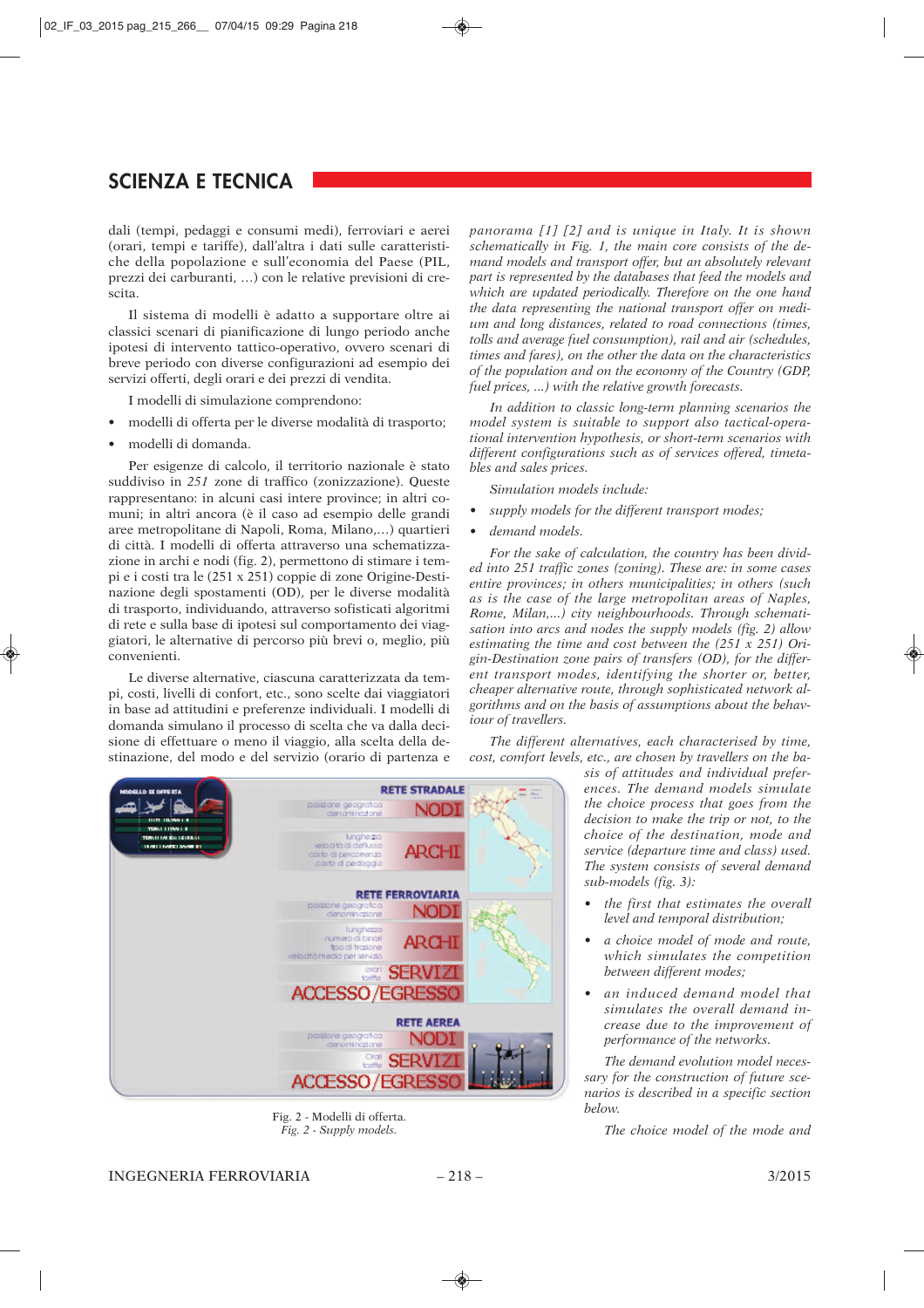dali (tempi, pedaggi e consumi medi), ferroviari e aerei (orari, tempi e tariffe), dall'altra i dati sulle caratteristiche della popolazione e sull'economia del Paese (PIL, prezzi dei carburanti, ...) con le relative previsioni di crescita.

Il sistema di modelli è adatto a supportare oltre ai classici scenari di pianificazione di lungo periodo anche ipotesi di intervento tattico-operativo, ovvero scenari di breve periodo con diverse configurazioni ad esempio dei servizi offerti, degli orari e dei prezzi di vendita.

I modelli di simulazione comprendono:

- modelli di offerta per le diverse modalità di trasporto;
- modelli di domanda.

Per esigenze di calcolo, il territorio nazionale è stato suddiviso in *251* zone di traffico (zonizzazione). Queste rappresentano: in alcuni casi intere province; in altri comuni; in altri ancora (è il caso ad esempio delle grandi aree metropolitane di Napoli, Roma, Milano,...) quartieri di città. I modelli di offerta attraverso una schematizzazione in archi e nodi (fig. 2), permettono di stimare i tempi e i costi tra le (251 x 251) coppie di zone Origine-Destinazione degli spostamenti (OD), per le diverse modalità di trasporto, individuando, attraverso sofisticati algoritmi di rete e sulla base di ipotesi sul comportamento dei viaggiatori, le alternative di percorso più brevi o, meglio, più convenienti.

Le diverse alternative, ciascuna caratterizzata da tempi, costi, livelli di confort, etc., sono scelte dai viaggiatori in base ad attitudini e preferenze individuali. I modelli di domanda simulano il processo di scelta che va dalla decisione di effettuare o meno il viaggio, alla scelta della destinazione, del modo e del servizio (orario di partenza e

Fig. 2 - Modelli di offerta.
*Fig. 2 - Supply models.*

*panorama [1] [2] and is unique in Italy. It is shown schematically in Fig. 1, the main core consists of the demand models and transport offer, but an absolutely relevant part is represented by the databases that feed the models and which are updated periodically. Therefore on the one hand the data representing the national transport offer on medium and long distances, related to road connections (times, tolls and average fuel consumption), rail and air (schedules, times and fares), on the other the data on the characteristics of the population and on the economy of the Country (GDP, fuel prices, ...) with the relative growth forecasts.*

*In addition to classic long-term planning scenarios the model system is suitable to support also tactical-operational intervention hypothesis, or short-term scenarios with different configurations such as of services offered, timetables and sales prices.*

*Simulation models include:*

- *supply models for the different transport modes;*
- *demand models.*

*For the sake of calculation, the country has been divided into 251 traffic zones (zoning). These are: in some cases entire provinces; in others municipalities; in others (such as is the case of the large metropolitan areas of Naples, Rome, Milan,...) city neighbourhoods. Through schematisation into arcs and nodes the supply models (fig. 2) allow estimating the time and cost between the (251 x 251) Origin-Destination zone pairs of transfers (OD), for the different transport modes, identifying the shorter or, better, cheaper alternative route, through sophisticated network algorithms and on the basis of assumptions about the behaviour of travellers.*

*The different alternatives, each characterised by time, cost, comfort levels, etc., are chosen by travellers on the basis of attitudes and individual preferences. The demand models simulate the choice process that goes from the decision to make the trip or not, to the choice of the destination, mode and service (departure time and class) used. The system consists of several demand sub-models (fig. 3):*

- *the first that estimates the overall level and temporal distribution;*
- *a choice model of mode and route, which simulates the competition between different modes;*
- *an induced demand model that simulates the overall demand increase due to the improvement of performance of the networks.*

*The demand evolution model necessary for the construction of future scenarios is described in a specific section below.*

*The choice model of the mode and*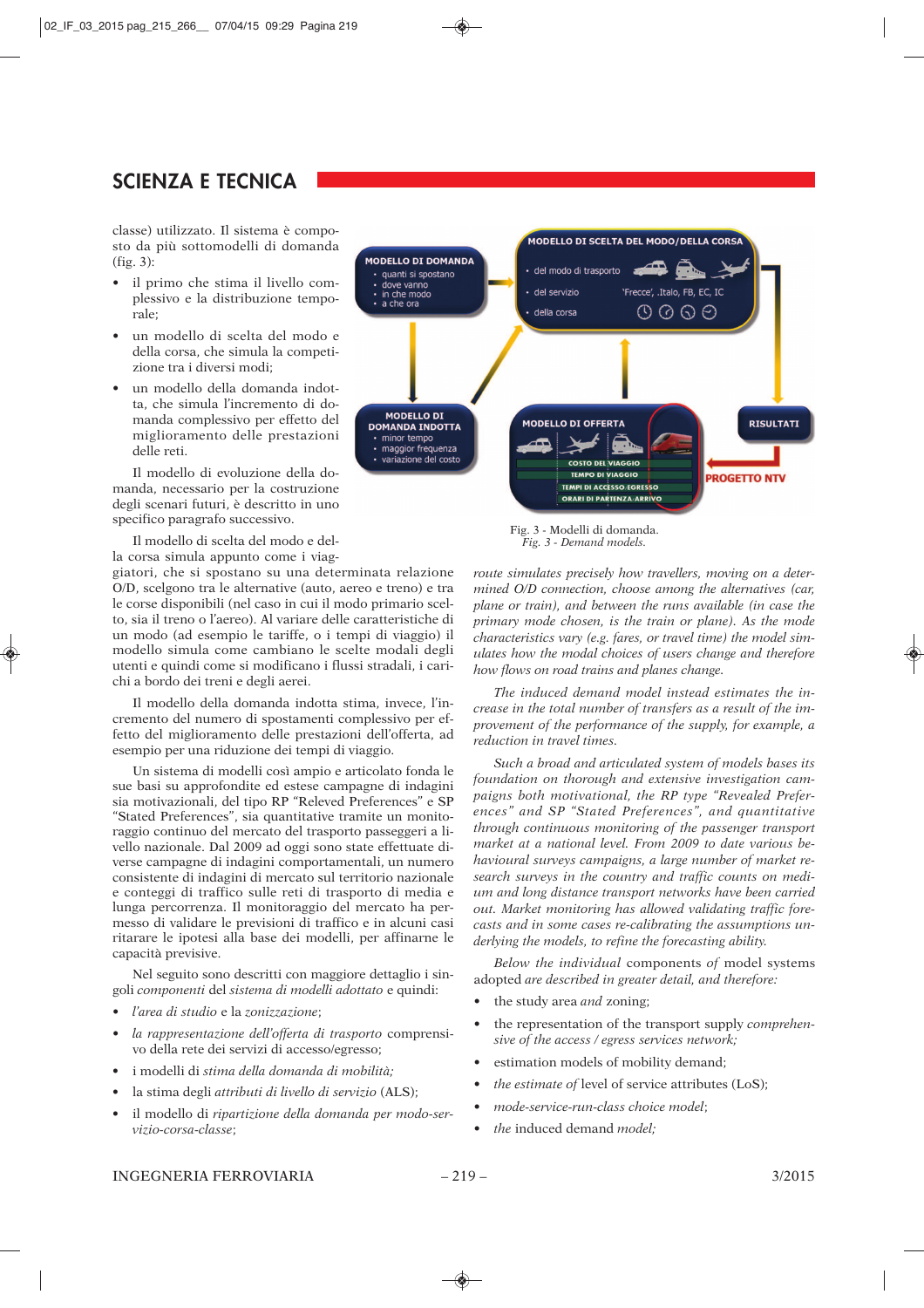classe) utilizzato. Il sistema è composto da più sottomodelli di domanda (fig. 3):

- il primo che stima il livello complessivo e la distribuzione temporale;
- un modello di scelta del modo e della corsa, che simula la competizione tra i diversi modi;
- un modello della domanda indotta, che simula l'incremento di domanda complessivo per effetto del miglioramento delle prestazioni delle reti.

Il modello di evoluzione della domanda, necessario per la costruzione degli scenari futuri, è descritto in uno specifico paragrafo successivo.

Il modello di scelta del modo e della corsa simula appunto come i viaggiatori, che si spostano su una determinata relazione O/D, scelgono tra le alternative (auto, aereo e treno) e tra le corse disponibili (nel caso in cui il modo primario scelto, sia il treno o l'aereo). Al variare delle caratteristiche di un modo (ad esempio le tariffe, o i tempi di viaggio) il modello simula come cambiano le scelte modali degli utenti e quindi come si modificano i flussi stradali, i carichi a bordo dei treni e degli aerei.

Il modello della domanda indotta stima, invece, l'incremento del numero di spostamenti complessivo per effetto del miglioramento delle prestazioni dell'offerta, ad esempio per una riduzione dei tempi di viaggio.

Un sistema di modelli così ampio e articolato fonda le sue basi su approfondite ed estese campagne di indagini sia motivazionali, del tipo RP "Releved Preferences" e SP "Stated Preferences", sia quantitative tramite un monitoraggio continuo del mercato del trasporto passeggeri a livello nazionale. Dal 2009 ad oggi sono state effettuate diverse campagne di indagini comportamentali, un numero consistente di indagini di mercato sul territorio nazionale e conteggi di traffico sulle reti di trasporto di media e lunga percorrenza. Il monitoraggio del mercato ha permesso di validare le previsioni di traffico e in alcuni casi ritarare le ipotesi alla base dei modelli, per affinarne le capacità previsive.

Nel seguito sono descritti con maggiore dettaglio i singoli *componenti* del *sistema di modelli adottato* e quindi:

- *l'area di studio* e la *zonizzazione*;
- *la rappresentazione dell'offerta di trasporto* comprensivo della rete dei servizi di accesso/egresso;
- i modelli di *stima della domanda di mobilità;*
- la stima degli *attributi di livello di servizio* (ALS);
- il modello di *ripartizione della domanda per modo-servizio-corsa-classe*;

Fig. 3 - Modelli di domanda.
*Fig. 3 - Demand models.*

*route simulates precisely how travellers, moving on a determined O/D connection, choose among the alternatives (car, plane or train), and between the runs available (in case the primary mode chosen, is the train or plane). As the mode characteristics vary (e.g. fares, or travel time) the model simulates how the modal choices of users change and therefore how flows on road trains and planes change.*

*The induced demand model instead estimates the increase in the total number of transfers as a result of the improvement of the performance of the supply, for example, a reduction in travel times.*

*Such a broad and articulated system of models bases its foundation on thorough and extensive investigation campaigns both motivational, the RP type "Revealed Preferences" and SP "Stated Preferences", and quantitative through continuous monitoring of the passenger transport market at a national level. From 2009 to date various behavioural surveys campaigns, a large number of market research surveys in the country and traffic counts on medium and long distance transport networks have been carried out. Market monitoring has allowed validating traffic forecasts and in some cases re-calibrating the assumptions underlying the models, to refine the forecasting ability.*

*Below the* individual *components* of *model systems* adopted *are described in greater detail, and therefore:*

- the study area *and* zoning;
- the representation of the transport supply *comprehensive of the access / egress services network;*
- estimation models of mobility demand;
- *the estimate of* level of service attributes (LoS);
- *mode-service-run-class choice model*;
- *the* induced demand *model;*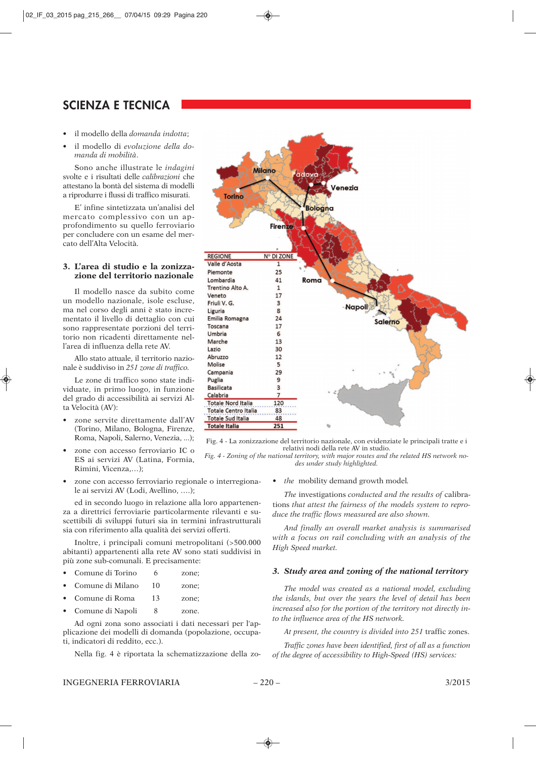## SCIENZA E TECNICA

- il modello della *domanda indotta*;
- il modello di *evoluzione della domanda di mobilità*.

Sono anche illustrate le *indagini* svolte e i risultati delle *calibrazioni* che attestano la bontà del sistema di modelli a riprodurre i flussi di traffico misurati.

E' infine sintetizzata un'analisi del mercato complessivo con un approfondimento su quello ferroviario per concludere con un esame del mercato dell'Alta Velocità.

### 3. L'area di studio e la zonizzazione del territorio nazionale

Il modello nasce da subito come un modello nazionale, isole escluse, ma nel corso degli anni è stato incrementato il livello di dettaglio con cui sono rappresentate porzioni del territorio non ricadenti direttamente nell'area di influenza della rete AV.

Allo stato attuale, il territorio nazionale è suddiviso in *251 zone di traffico*.

Le zone di traffico sono state individuate, in primo luogo, in funzione del grado di accessibilità ai servizi Alta Velocità (AV):

- zone servite direttamente dall'AV (Torino, Milano, Bologna, Firenze, Roma, Napoli, Salerno, Venezia, ...);
- zone con accesso ferroviario IC o ES ai servizi AV (Latina, Formia, Rimini, Vicenza,...);
- zone con accesso ferroviario regionale o interregionale ai servizi AV (Lodi, Avellino, ....);

ed in secondo luogo in relazione alla loro appartenenza a direttrici ferroviarie particolarmente rilevanti e suscettibili di sviluppi futuri sia in termini infrastrutturali sia con riferimento alla qualità dei servizi offerti.

Inoltre, i principali comuni metropolitani (>500.000 abitanti) appartenenti alla rete AV sono stati suddivisi in più zone sub-comunali. E precisamente:

- Comune di Torino 6 zone;
- Comune di Milano 10 zone;
- Comune di Roma 13 zone;
- Comune di Napoli 8 zone.

Ad ogni zona sono associati i dati necessari per l'applicazione dei modelli di domanda (popolazione, occupati, indicatori di reddito, ecc.).

Nella fig. 4 è riportata la schematizzazione della zo-

| REGIONE | N° DI ZONE |
|---|---|
| Valle d'Aosta | 1 |
| Piemonte | 25 |
| Lombardia | 41 |
| Trentino Alto A. | 1 |
| Veneto | 17 |
| Friuli V. G. | 3 |
| Liguria | 8 |
| Emilia Romagna | 24 |
| Toscana | 17 |
| Umbria | 6 |
| Marche | 13 |
| Lazio | 30 |
| Abruzzo | 12 |
| Molise | 5 |
| Campania | 29 |
| Puglia | 9 |
| Basilicata | 3 |
| Calabria | 7 |
| Totale Nord Italia | 120 |
| Totale Centro Italia | 83 |
| Totale Sud Italia | 48 |
| Totale Italia | 251 |

Milano
Padova
Venezia
Torino
Bologna
Firenze
Roma
Napoli
Salerno

Fig. 4 - La zonizzazione del territorio nazionale, con evidenziate le principali tratte e i relativi nodi della rete AV in studio.

*Fig. 4 - Zoning of the national territory, with major routes and the related HS network nodes under study highlighted.*

- *the* mobility demand growth model.

*The* investigations *conducted and the results of* calibrations *that attest the fairness of the models system to reproduce the traffic flows measured are also shown.*

*And finally an overall market analysis is summarised with a focus on rail concluding with an analysis of the High Speed market.*

### *3. Study area and zoning of the national territory*

*The model was created as a national model, excluding the islands, but over the years the level of detail has been increased also for the portion of the territory not directly into the influence area of the HS network.*

*At present, the country is divided into 251* traffic zones.

*Traffic zones have been identified, first of all as a function of the degree of accessibility to High-Speed (HS) services:*